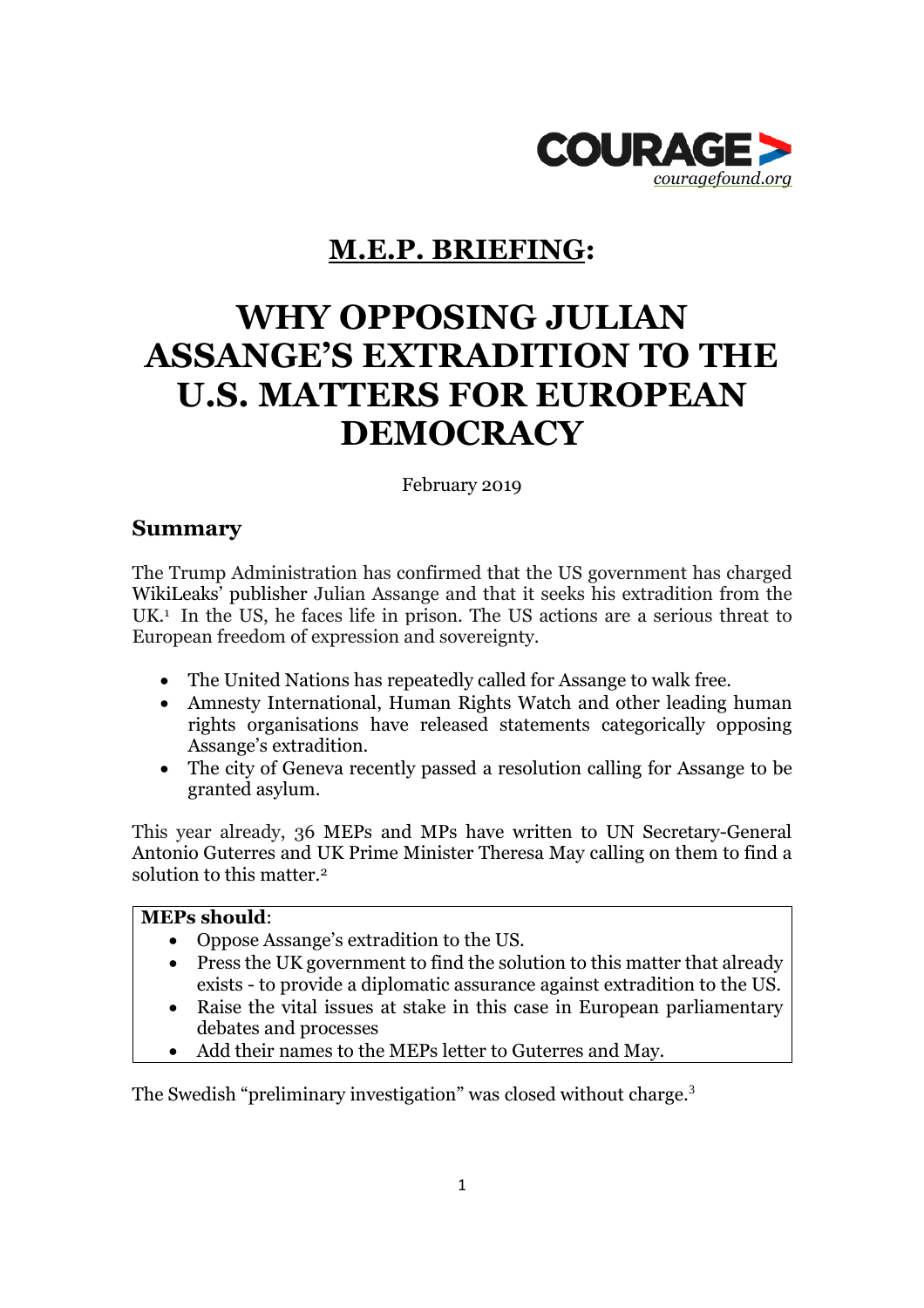COURAGE

*couragefound.org*

## **M.E.P. BRIEFING:**

# WHY OPPOSING JULIAN ASSANGE'S EXTRADITION TO THE U.S. MATTERS FOR EUROPEAN DEMOCRACY

February 2019

## Summary

The Trump Administration has confirmed that the US government has charged WikiLeaks' publisher Julian Assange and that it seeks his extradition from the UK.[1] In the US, he faces life in prison. The US actions are a serious threat to European freedom of expression and sovereignty.

- The United Nations has repeatedly called for Assange to walk free.
- Amnesty International, Human Rights Watch and other leading human rights organisations have released statements categorically opposing Assange's extradition.
- The city of Geneva recently passed a resolution calling for Assange to be granted asylum.

This year already, 36 MEPs and MPs have written to UN Secretary-General Antonio Guterres and UK Prime Minister Theresa May calling on them to find a solution to this matter.[2]

**MEPs should**:

- Oppose Assange's extradition to the US.
- Press the UK government to find the solution to this matter that already exists - to provide a diplomatic assurance against extradition to the US.
- Raise the vital issues at stake in this case in European parliamentary debates and processes
- Add their names to the MEPs letter to Guterres and May.

The Swedish "preliminary investigation" was closed without charge.[3]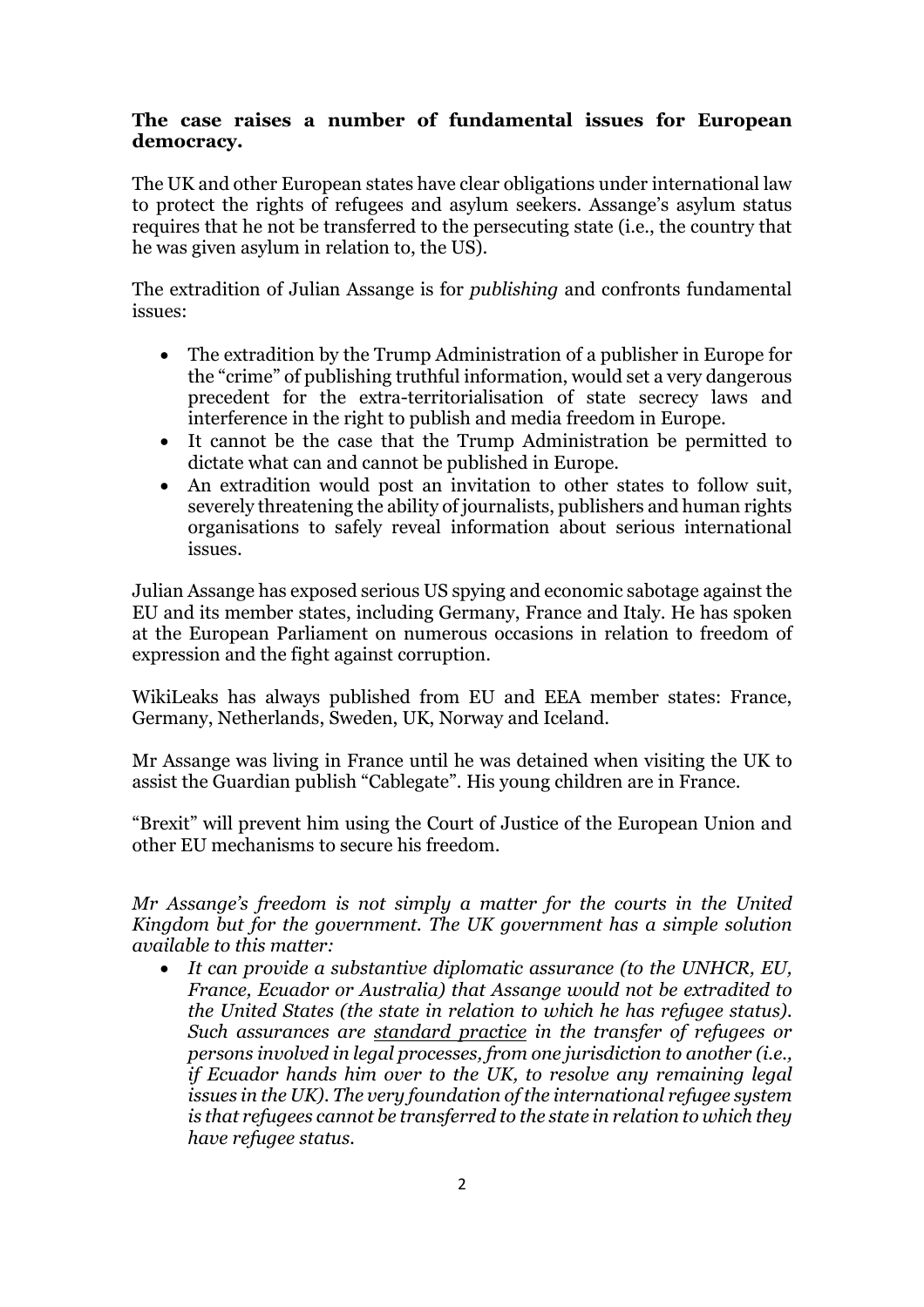**The case raises a number of fundamental issues for European democracy.**

The UK and other European states have clear obligations under international law to protect the rights of refugees and asylum seekers. Assange's asylum status requires that he not be transferred to the persecuting state (i.e., the country that he was given asylum in relation to, the US).

The extradition of Julian Assange is for *publishing* and confronts fundamental issues:

- The extradition by the Trump Administration of a publisher in Europe for the "crime" of publishing truthful information, would set a very dangerous precedent for the extra-territorialisation of state secrecy laws and interference in the right to publish and media freedom in Europe.
- It cannot be the case that the Trump Administration be permitted to dictate what can and cannot be published in Europe.
- An extradition would post an invitation to other states to follow suit, severely threatening the ability of journalists, publishers and human rights organisations to safely reveal information about serious international issues.

Julian Assange has exposed serious US spying and economic sabotage against the EU and its member states, including Germany, France and Italy. He has spoken at the European Parliament on numerous occasions in relation to freedom of expression and the fight against corruption.

WikiLeaks has always published from EU and EEA member states: France, Germany, Netherlands, Sweden, UK, Norway and Iceland.

Mr Assange was living in France until he was detained when visiting the UK to assist the Guardian publish "Cablegate". His young children are in France.

"Brexit" will prevent him using the Court of Justice of the European Union and other EU mechanisms to secure his freedom.

*Mr Assange's freedom is not simply a matter for the courts in the United Kingdom but for the government. The UK government has a simple solution available to this matter:*

- *It can provide a substantive diplomatic assurance (to the UNHCR, EU, France, Ecuador or Australia) that Assange would not be extradited to the United States (the state in relation to which he has refugee status). Such assurances are standard practice in the transfer of refugees or persons involved in legal processes, from one jurisdiction to another (i.e., if Ecuador hands him over to the UK, to resolve any remaining legal issues in the UK). The very foundation of the international refugee system is that refugees cannot be transferred to the state in relation to which they have refugee status.*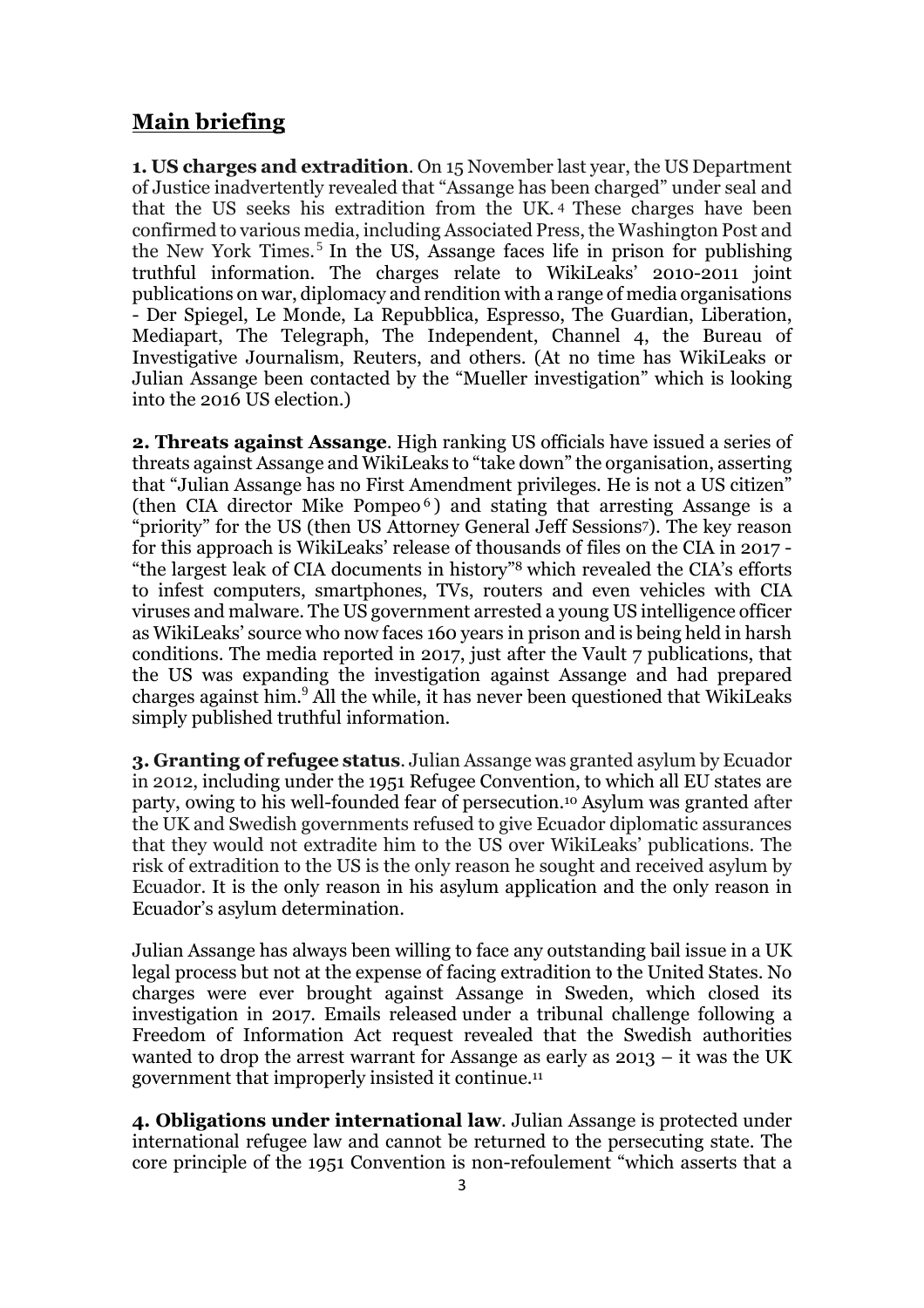## Main briefing

**1. US charges and extradition**. On 15 November last year, the US Department of Justice inadvertently revealed that "Assange has been charged" under seal and that the US seeks his extradition from the UK.[4] These charges have been confirmed to various media, including Associated Press, the Washington Post and the New York Times.[5] In the US, Assange faces life in prison for publishing truthful information. The charges relate to WikiLeaks' 2010-2011 joint publications on war, diplomacy and rendition with a range of media organisations - Der Spiegel, Le Monde, La Repubblica, Espresso, The Guardian, Liberation, Mediapart, The Telegraph, The Independent, Channel 4, the Bureau of Investigative Journalism, Reuters, and others. (At no time has WikiLeaks or Julian Assange been contacted by the "Mueller investigation" which is looking into the 2016 US election.)

**2. Threats against Assange**. High ranking US officials have issued a series of threats against Assange and WikiLeaks to "take down" the organisation, asserting that "Julian Assange has no First Amendment privileges. He is not a US citizen" (then CIA director Mike Pompeo[6]) and stating that arresting Assange is a "priority" for the US (then US Attorney General Jeff Sessions[7]). The key reason for this approach is WikiLeaks' release of thousands of files on the CIA in 2017 - "the largest leak of CIA documents in history"[8] which revealed the CIA's efforts to infest computers, smartphones, TVs, routers and even vehicles with CIA viruses and malware. The US government arrested a young US intelligence officer as WikiLeaks' source who now faces 160 years in prison and is being held in harsh conditions. The media reported in 2017, just after the Vault 7 publications, that the US was expanding the investigation against Assange and had prepared charges against him.[9] All the while, it has never been questioned that WikiLeaks simply published truthful information.

**3. Granting of refugee status**. Julian Assange was granted asylum by Ecuador in 2012, including under the 1951 Refugee Convention, to which all EU states are party, owing to his well-founded fear of persecution.[10] Asylum was granted after the UK and Swedish governments refused to give Ecuador diplomatic assurances that they would not extradite him to the US over WikiLeaks' publications. The risk of extradition to the US is the only reason he sought and received asylum by Ecuador. It is the only reason in his asylum application and the only reason in Ecuador's asylum determination.

Julian Assange has always been willing to face any outstanding bail issue in a UK legal process but not at the expense of facing extradition to the United States. No charges were ever brought against Assange in Sweden, which closed its investigation in 2017. Emails released under a tribunal challenge following a Freedom of Information Act request revealed that the Swedish authorities wanted to drop the arrest warrant for Assange as early as 2013 – it was the UK government that improperly insisted it continue.[11]

**4. Obligations under international law**. Julian Assange is protected under international refugee law and cannot be returned to the persecuting state. The core principle of the 1951 Convention is non-refoulement "which asserts that a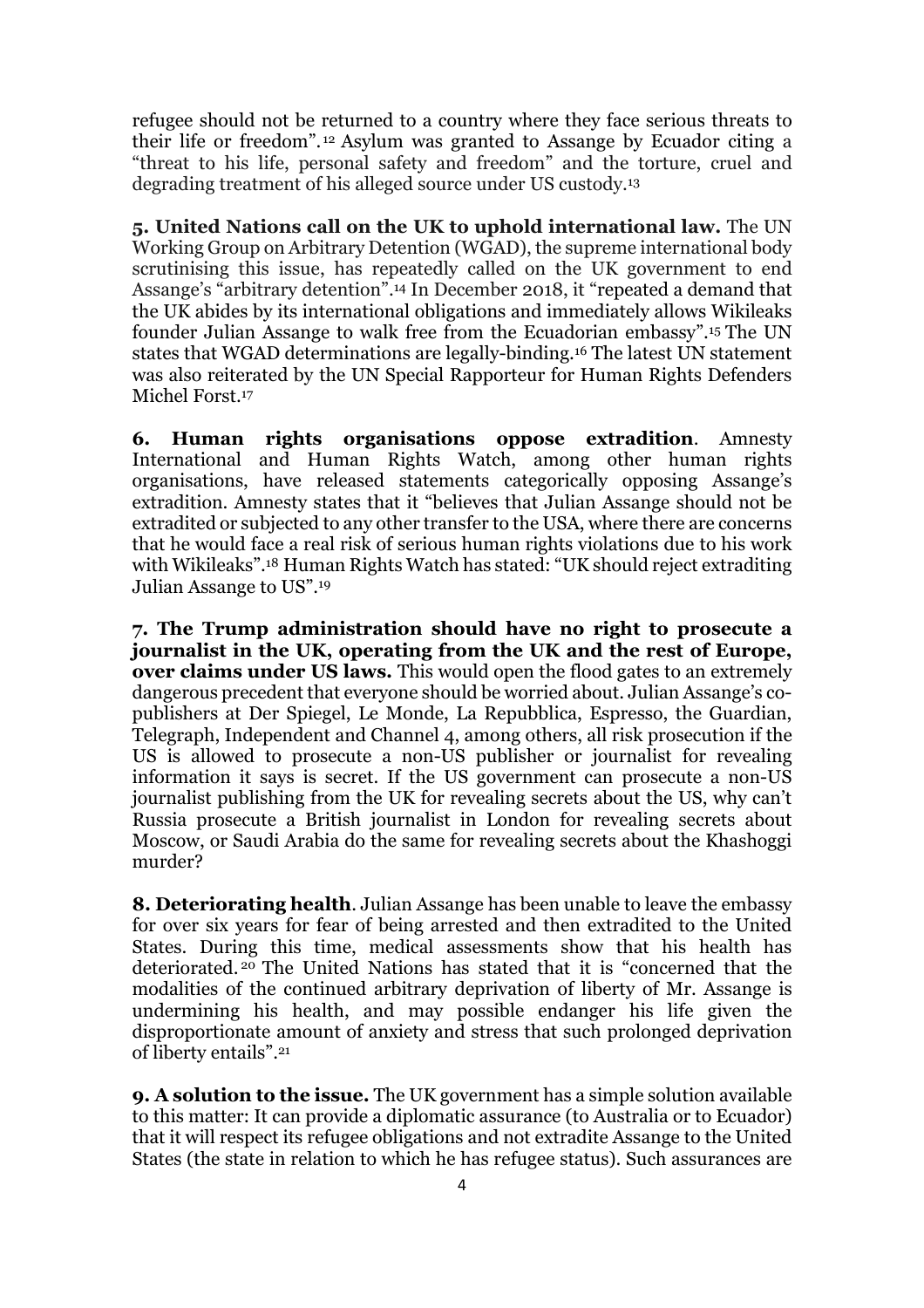refugee should not be returned to a country where they face serious threats to their life or freedom".[12] Asylum was granted to Assange by Ecuador citing a "threat to his life, personal safety and freedom" and the torture, cruel and degrading treatment of his alleged source under US custody.[13]

**5. United Nations call on the UK to uphold international law.** The UN Working Group on Arbitrary Detention (WGAD), the supreme international body scrutinising this issue, has repeatedly called on the UK government to end Assange's "arbitrary detention".[14] In December 2018, it "repeated a demand that the UK abides by its international obligations and immediately allows Wikileaks founder Julian Assange to walk free from the Ecuadorian embassy".[15] The UN states that WGAD determinations are legally-binding.[16] The latest UN statement was also reiterated by the UN Special Rapporteur for Human Rights Defenders Michel Forst.[17]

**6. Human rights organisations oppose extradition**. Amnesty International and Human Rights Watch, among other human rights organisations, have released statements categorically opposing Assange's extradition. Amnesty states that it "believes that Julian Assange should not be extradited or subjected to any other transfer to the USA, where there are concerns that he would face a real risk of serious human rights violations due to his work with Wikileaks".[18] Human Rights Watch has stated: "UK should reject extraditing Julian Assange to US".[19]

**7. The Trump administration should have no right to prosecute a journalist in the UK, operating from the UK and the rest of Europe, over claims under US laws.** This would open the flood gates to an extremely dangerous precedent that everyone should be worried about. Julian Assange's co-publishers at Der Spiegel, Le Monde, La Repubblica, Espresso, the Guardian, Telegraph, Independent and Channel 4, among others, all risk prosecution if the US is allowed to prosecute a non-US publisher or journalist for revealing information it says is secret. If the US government can prosecute a non-US journalist publishing from the UK for revealing secrets about the US, why can't Russia prosecute a British journalist in London for revealing secrets about Moscow, or Saudi Arabia do the same for revealing secrets about the Khashoggi murder?

**8. Deteriorating health**. Julian Assange has been unable to leave the embassy for over six years for fear of being arrested and then extradited to the United States. During this time, medical assessments show that his health has deteriorated.[20] The United Nations has stated that it is "concerned that the modalities of the continued arbitrary deprivation of liberty of Mr. Assange is undermining his health, and may possible endanger his life given the disproportionate amount of anxiety and stress that such prolonged deprivation of liberty entails".[21]

**9. A solution to the issue.** The UK government has a simple solution available to this matter: It can provide a diplomatic assurance (to Australia or to Ecuador) that it will respect its refugee obligations and not extradite Assange to the United States (the state in relation to which he has refugee status). Such assurances are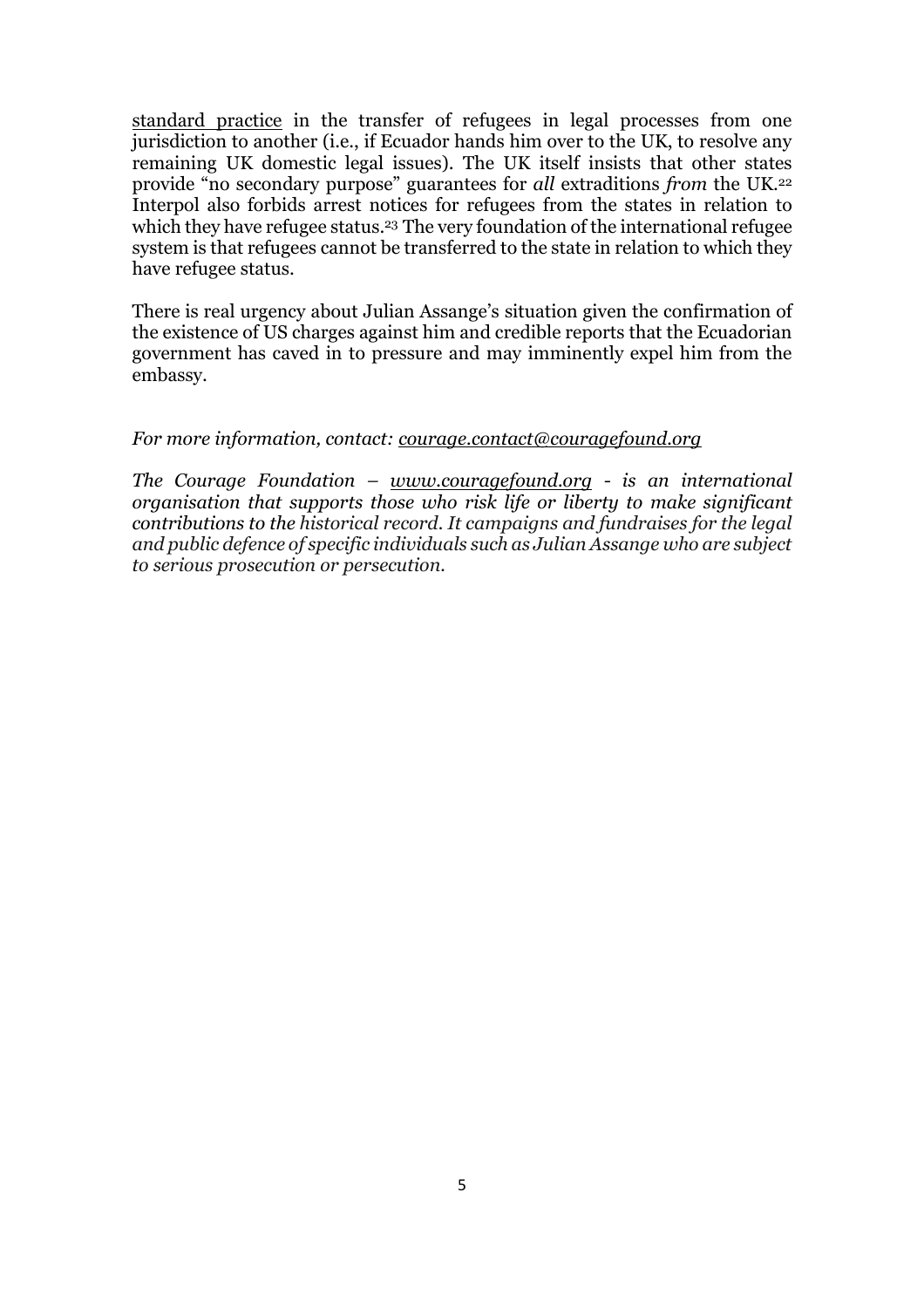standard practice in the transfer of refugees in legal processes from one jurisdiction to another (i.e., if Ecuador hands him over to the UK, to resolve any remaining UK domestic legal issues). The UK itself insists that other states provide "no secondary purpose" guarantees for *all* extraditions *from* the UK.[22] Interpol also forbids arrest notices for refugees from the states in relation to which they have refugee status.[23] The very foundation of the international refugee system is that refugees cannot be transferred to the state in relation to which they have refugee status.

There is real urgency about Julian Assange's situation given the confirmation of the existence of US charges against him and credible reports that the Ecuadorian government has caved in to pressure and may imminently expel him from the embassy.

*For more information, contact: courage.contact@couragefound.org*

*The Courage Foundation – www.couragefound.org - is an international organisation that supports those who risk life or liberty to make significant contributions to the historical record. It campaigns and fundraises for the legal and public defence of specific individuals such as Julian Assange who are subject to serious prosecution or persecution.*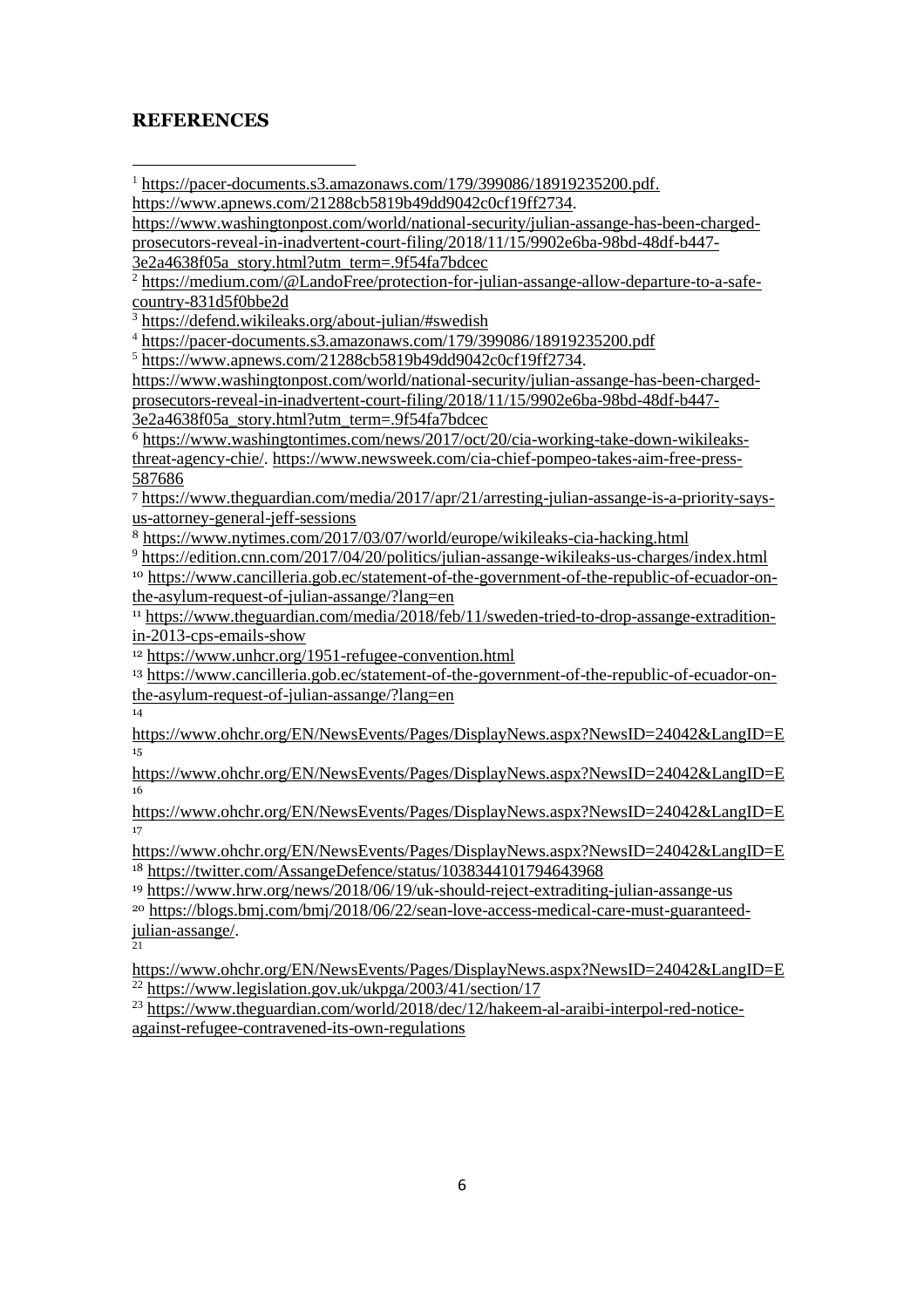## REFERENCES

[1] https://pacer-documents.s3.amazonaws.com/179/399086/18919235200.pdf. https://www.apnews.com/21288cb5819b49dd9042c0cf19ff2734. https://www.washingtonpost.com/world/national-security/julian-assange-has-been-charged-prosecutors-reveal-in-inadvertent-court-filing/2018/11/15/9902e6ba-98bd-48df-b447-3e2a4638f05a_story.html?utm_term=.9f54fa7bdcec

[2] https://medium.com/@LandoFree/protection-for-julian-assange-allow-departure-to-a-safe-country-831d5f0bbe2d

[3] https://defend.wikileaks.org/about-julian/#swedish

[4] https://pacer-documents.s3.amazonaws.com/179/399086/18919235200.pdf

[5] https://www.apnews.com/21288cb5819b49dd9042c0cf19ff2734. https://www.washingtonpost.com/world/national-security/julian-assange-has-been-charged-prosecutors-reveal-in-inadvertent-court-filing/2018/11/15/9902e6ba-98bd-48df-b447-3e2a4638f05a_story.html?utm_term=.9f54fa7bdcec

[6] https://www.washingtontimes.com/news/2017/oct/20/cia-working-take-down-wikileaks-threat-agency-chie/. https://www.newsweek.com/cia-chief-pompeo-takes-aim-free-press-587686

[7] https://www.theguardian.com/media/2017/apr/21/arresting-julian-assange-is-a-priority-says-us-attorney-general-jeff-sessions

[8] https://www.nytimes.com/2017/03/07/world/europe/wikileaks-cia-hacking.html

[9] https://edition.cnn.com/2017/04/20/politics/julian-assange-wikileaks-us-charges/index.html

[10] https://www.cancilleria.gob.ec/statement-of-the-government-of-the-republic-of-ecuador-on-the-asylum-request-of-julian-assange/?lang=en

[11] https://www.theguardian.com/media/2018/feb/11/sweden-tried-to-drop-assange-extradition-in-2013-cps-emails-show

[12] https://www.unhcr.org/1951-refugee-convention.html

[13] https://www.cancilleria.gob.ec/statement-of-the-government-of-the-republic-of-ecuador-on-the-asylum-request-of-julian-assange/?lang=en

[14] https://www.ohchr.org/EN/NewsEvents/Pages/DisplayNews.aspx?NewsID=24042&LangID=E

[15] https://www.ohchr.org/EN/NewsEvents/Pages/DisplayNews.aspx?NewsID=24042&LangID=E

[16] https://www.ohchr.org/EN/NewsEvents/Pages/DisplayNews.aspx?NewsID=24042&LangID=E

[17] https://www.ohchr.org/EN/NewsEvents/Pages/DisplayNews.aspx?NewsID=24042&LangID=E

[18] https://twitter.com/AssangeDefence/status/1038344101794643968

[19] https://www.hrw.org/news/2018/06/19/uk-should-reject-extraditing-julian-assange-us

[20] https://blogs.bmj.com/bmj/2018/06/22/sean-love-access-medical-care-must-guaranteed-julian-assange/.

[21] https://www.ohchr.org/EN/NewsEvents/Pages/DisplayNews.aspx?NewsID=24042&LangID=E

[22] https://www.legislation.gov.uk/ukpga/2003/41/section/17

[23] https://www.theguardian.com/world/2018/dec/12/hakeem-al-araibi-interpol-red-notice-against-refugee-contravened-its-own-regulations